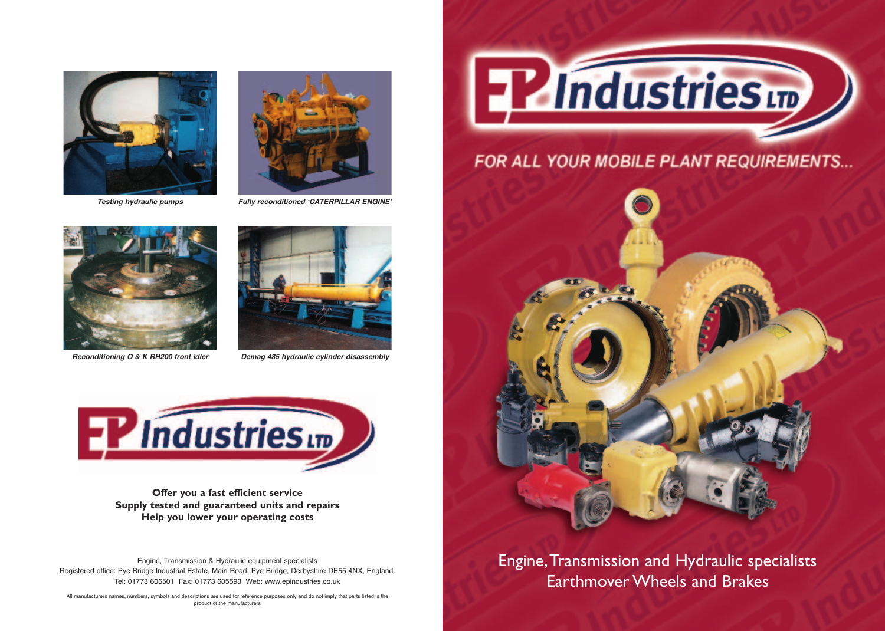*Testing hydraulic pumps*

*Fully reconditioned 'CATERPILLAR ENGINE'*

*Reconditioning O & K RH200 front idler*

*Demag 485 hydraulic cylinder disassembly*

# EP Industries LTD

**Offer you a fast efficient service**
**Supply tested and guaranteed units and repairs**
**Help you lower your operating costs**

Engine, Transmission & Hydraulic equipment specialists
Registered office: Pye Bridge Industrial Estate, Main Road, Pye Bridge, Derbyshire DE55 4NX, England.
Tel: 01773 606501 Fax: 01773 605593 Web: www.epindustries.co.uk

All manufacturers names, numbers, symbols and descriptions are used for reference purposes only and do not imply that parts listed is the product of the manufacturers

# EP Industries LTD

## FOR ALL YOUR MOBILE PLANT REQUIREMENTS...

Engine, Transmission and Hydraulic specialists
Earthmover Wheels and Brakes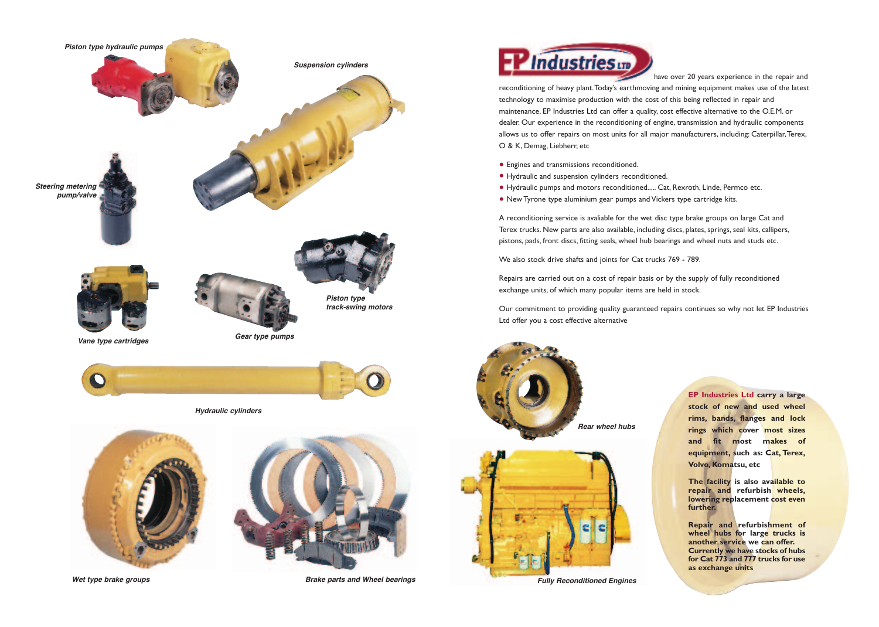*Piston type hydraulic pumps*

*Suspension cylinders*

*Steering metering pump/valve*

*Piston type track-swing motors*

*Vane type cartridges*

*Gear type pumps*

*Hydraulic cylinders*

*Wet type brake groups*

*Brake parts and Wheel bearings*

EP Industries LTD have over 20 years experience in the repair and reconditioning of heavy plant. Today's earthmoving and mining equipment makes use of the latest technology to maximise production with the cost of this being reflected in repair and maintenance, EP Industries Ltd can offer a quality, cost effective alternative to the O.E.M. or dealer. Our experience in the reconditioning of engine, transmission and hydraulic components allows us to offer repairs on most units for all major manufacturers, including: Caterpillar, Terex, O & K, Demag, Liebherr, etc

- Engines and transmissions reconditioned.
- Hydraulic and suspension cylinders reconditioned.
- Hydraulic pumps and motors reconditioned..... Cat, Rexroth, Linde, Permco etc.
- New Tyrone type aluminium gear pumps and Vickers type cartridge kits.

A reconditioning service is avaliable for the wet disc type brake groups on large Cat and Terex trucks. New parts are also available, including discs, plates, springs, seal kits, callipers, pistons, pads, front discs, fitting seals, wheel hub bearings and wheel nuts and studs etc.

We also stock drive shafts and joints for Cat trucks 769 - 789.

Repairs are carried out on a cost of repair basis or by the supply of fully reconditioned exchange units, of which many popular items are held in stock.

Our commitment to providing quality guaranteed repairs continues so why not let EP Industries Ltd offer you a cost effective alternative

*Rear wheel hubs*

*Fully Reconditioned Engines*

**EP Industries Ltd carry a large stock of new and used wheel rims, bands, flanges and lock rings which cover most sizes and fit most makes of equipment, such as: Cat, Terex, Volvo, Komatsu, etc**

**The facility is also available to repair and refurbish wheels, lowering replacement cost even further.**

**Repair and refurbishment of wheel hubs for large trucks is another service we can offer. Currently we have stocks of hubs for Cat 773 and 777 trucks for use as exchange units**